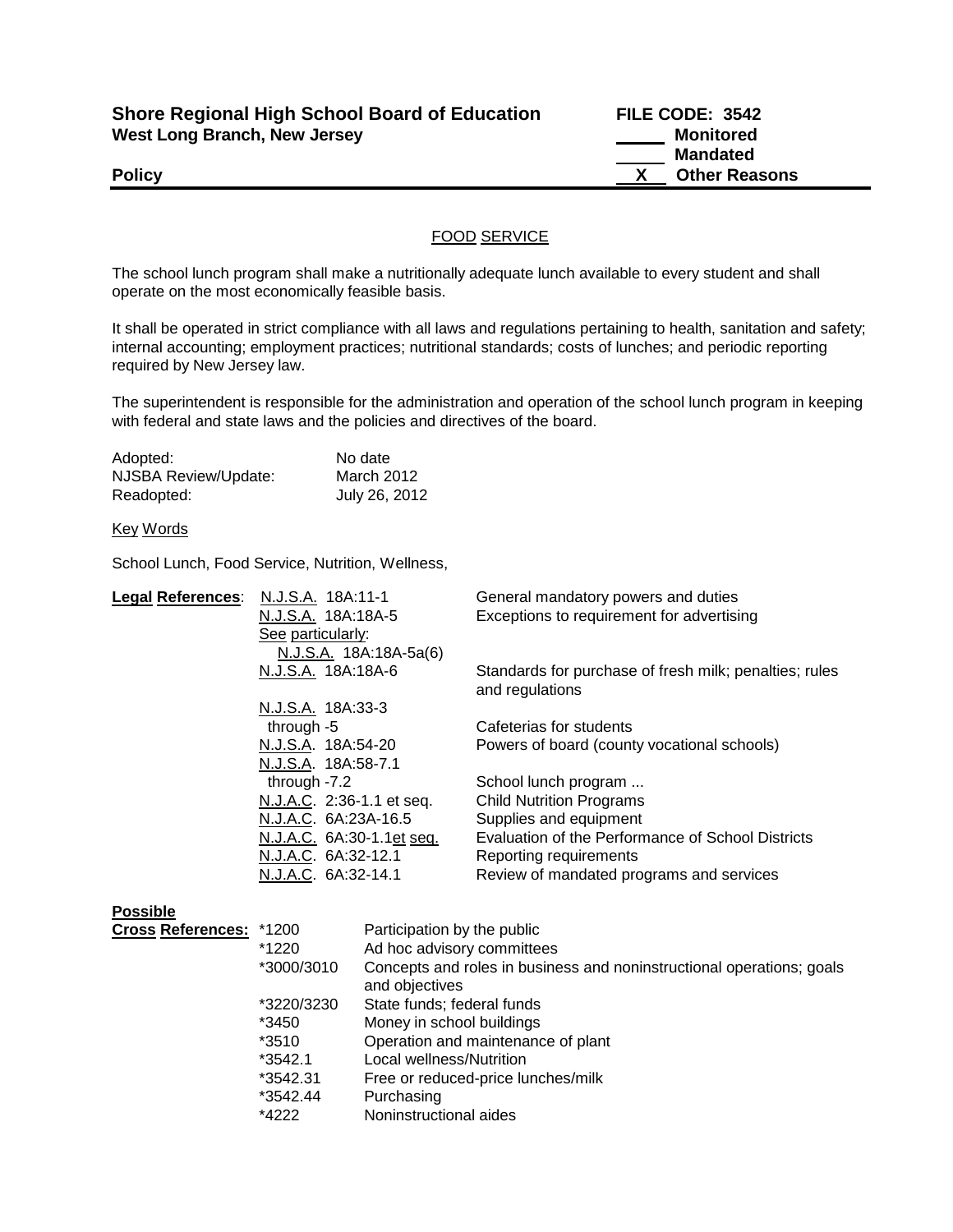**Shore Regional High School Board of Education**
**West Long Branch, New Jersey**

**FILE CODE: 3542**

\_\_\_\_\_ **Monitored**
\_\_\_\_\_ **Mandated**
\_\_X\_\_ **Other Reasons**

**Policy**

---

## FOOD SERVICE

The school lunch program shall make a nutritionally adequate lunch available to every student and shall operate on the most economically feasible basis.

It shall be operated in strict compliance with all laws and regulations pertaining to health, sanitation and safety; internal accounting; employment practices; nutritional standards; costs of lunches; and periodic reporting required by New Jersey law.

The superintendent is responsible for the administration and operation of the school lunch program in keeping with federal and state laws and the policies and directives of the board.

| | |
|---|---|
| Adopted: | No date |
| NJSBA Review/Update: | March 2012 |
| Readopted: | July 26, 2012 |

Key Words

School Lunch, Food Service, Nutrition, Wellness,

**Legal References**:

| | |
|---|---|
| N.J.S.A. 18A:11-1 | General mandatory powers and duties |
| N.J.S.A. 18A:18A-5 | Exceptions to requirement for advertising |
| See particularly: N.J.S.A. 18A:18A-5a(6) | |
| N.J.S.A. 18A:18A-6 | Standards for purchase of fresh milk; penalties; rules and regulations |
| N.J.S.A. 18A:33-3 through -5 | Cafeterias for students |
| N.J.S.A. 18A:54-20 | Powers of board (county vocational schools) |
| N.J.S.A. 18A:58-7.1 through -7.2 | School lunch program ... |
| N.J.A.C. 2:36-1.1 et seq. | Child Nutrition Programs |
| N.J.A.C. 6A:23A-16.5 | Supplies and equipment |
| N.J.A.C. 6A:30-1.1et seq. | Evaluation of the Performance of School Districts |
| N.J.A.C. 6A:32-12.1 | Reporting requirements |
| N.J.A.C. 6A:32-14.1 | Review of mandated programs and services |

**Possible Cross References**:

| | |
|---|---|
| *1200 | Participation by the public |
| *1220 | Ad hoc advisory committees |
| *3000/3010 | Concepts and roles in business and noninstructional operations; goals and objectives |
| *3220/3230 | State funds; federal funds |
| *3450 | Money in school buildings |
| *3510 | Operation and maintenance of plant |
| *3542.1 | Local wellness/Nutrition |
| *3542.31 | Free or reduced-price lunches/milk |
| *3542.44 | Purchasing |
| *4222 | Noninstructional aides |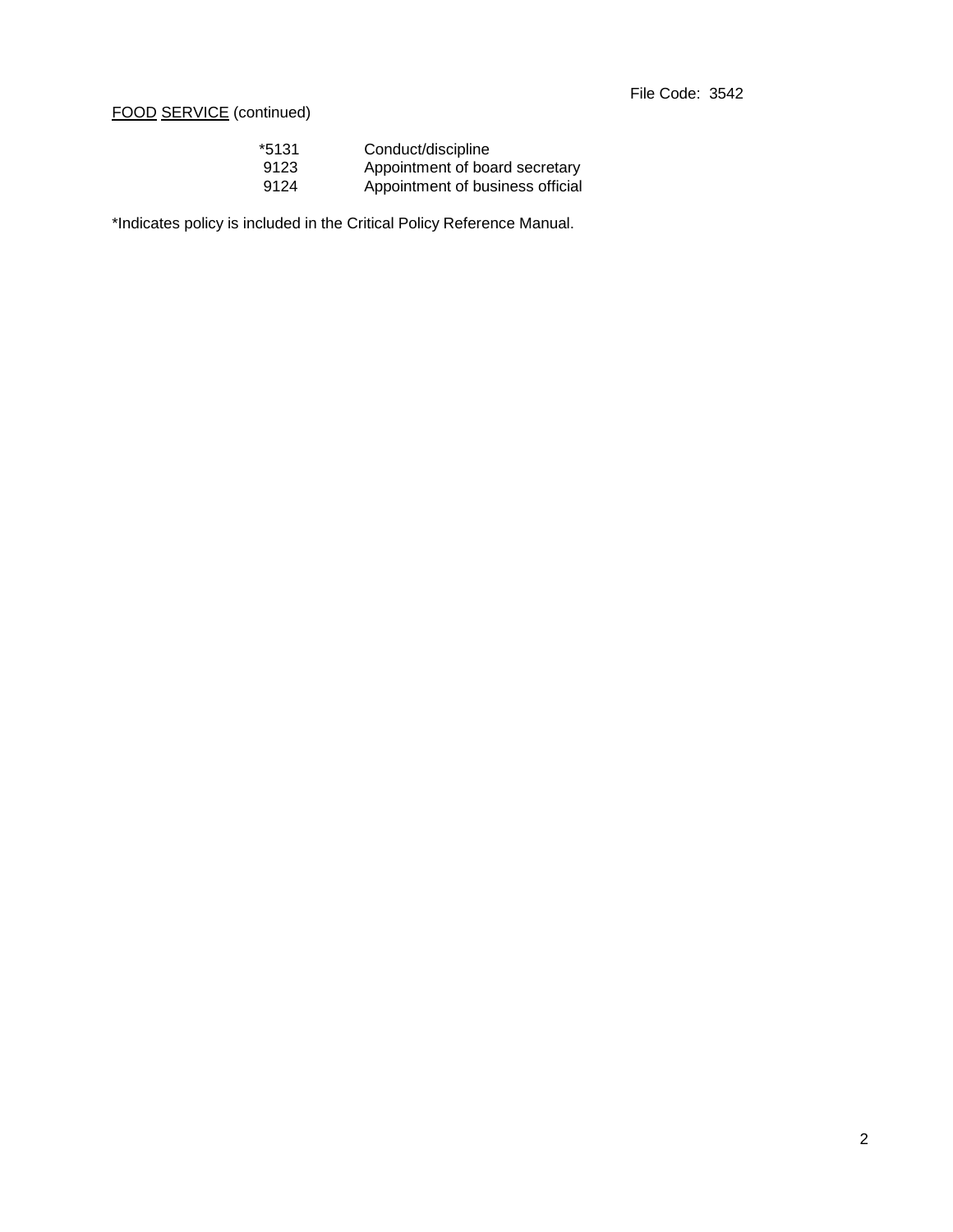FOOD SERVICE (continued)

| | |
|---|---|
| *5131 | Conduct/discipline |
| 9123 | Appointment of board secretary |
| 9124 | Appointment of business official |

*Indicates policy is included in the Critical Policy Reference Manual.